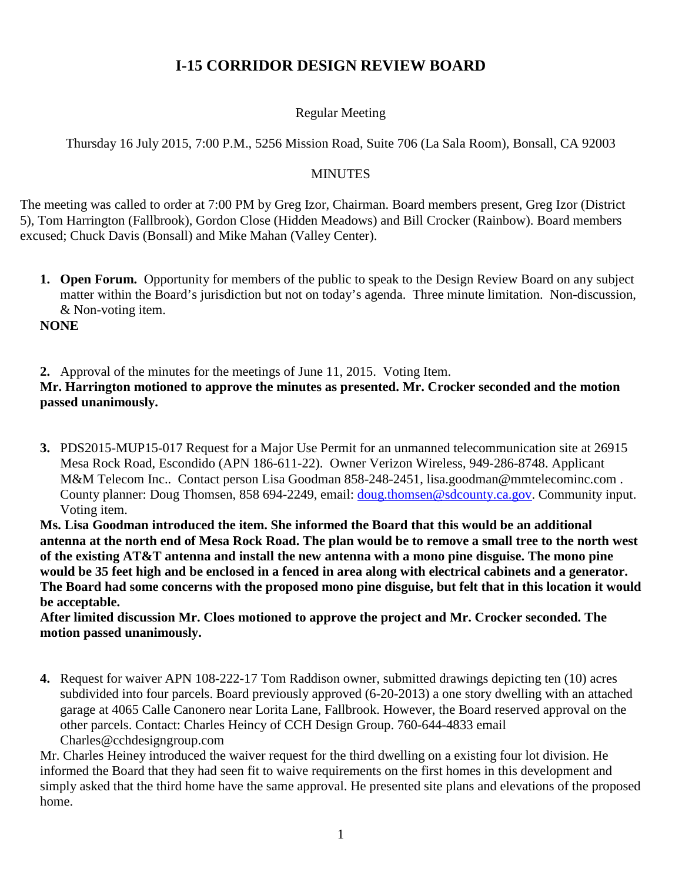# I-15 CORRIDOR DESIGN REVIEW BOARD

Regular Meeting

Thursday 16 July 2015, 7:00 P.M., 5256 Mission Road, Suite 706 (La Sala Room), Bonsall, CA 92003

MINUTES

The meeting was called to order at 7:00 PM by Greg Izor, Chairman. Board members present, Greg Izor (District 5), Tom Harrington (Fallbrook), Gordon Close (Hidden Meadows) and Bill Crocker (Rainbow). Board members excused; Chuck Davis (Bonsall) and Mike Mahan (Valley Center).

1. **Open Forum.** Opportunity for members of the public to speak to the Design Review Board on any subject matter within the Board's jurisdiction but not on today's agenda. Three minute limitation. Non-discussion, & Non-voting item.

**NONE**

2. Approval of the minutes for the meetings of June 11, 2015. Voting Item.

**Mr. Harrington motioned to approve the minutes as presented. Mr. Crocker seconded and the motion passed unanimously.**

3. PDS2015-MUP15-017 Request for a Major Use Permit for an unmanned telecommunication site at 26915 Mesa Rock Road, Escondido (APN 186-611-22). Owner Verizon Wireless, 949-286-8748. Applicant M&M Telecom Inc.. Contact person Lisa Goodman 858-248-2451, lisa.goodman@mmtelecominc.com . County planner: Doug Thomsen, 858 694-2249, email: doug.thomsen@sdcounty.ca.gov. Community input. Voting item.

**Ms. Lisa Goodman introduced the item. She informed the Board that this would be an additional antenna at the north end of Mesa Rock Road. The plan would be to remove a small tree to the north west of the existing AT&T antenna and install the new antenna with a mono pine disguise. The mono pine would be 35 feet high and be enclosed in a fenced in area along with electrical cabinets and a generator. The Board had some concerns with the proposed mono pine disguise, but felt that in this location it would be acceptable.**

**After limited discussion Mr. Cloes motioned to approve the project and Mr. Crocker seconded. The motion passed unanimously.**

4. Request for waiver APN 108-222-17 Tom Raddison owner, submitted drawings depicting ten (10) acres subdivided into four parcels. Board previously approved (6-20-2013) a one story dwelling with an attached garage at 4065 Calle Canonero near Lorita Lane, Fallbrook. However, the Board reserved approval on the other parcels. Contact: Charles Heincy of CCH Design Group. 760-644-4833 email Charles@cchdesigngroup.com

Mr. Charles Heiney introduced the waiver request for the third dwelling on a existing four lot division. He informed the Board that they had seen fit to waive requirements on the first homes in this development and simply asked that the third home have the same approval. He presented site plans and elevations of the proposed home.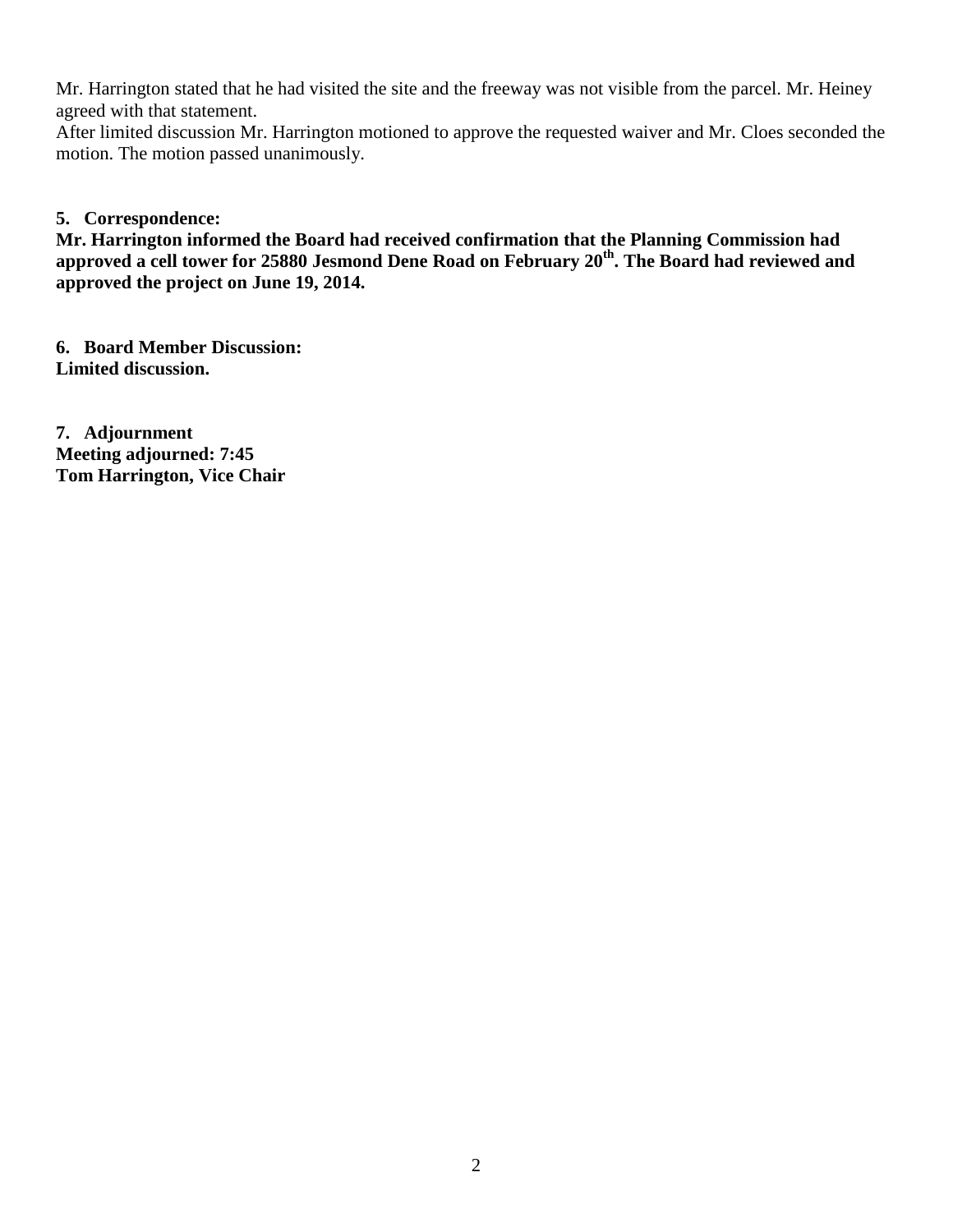Mr. Harrington stated that he had visited the site and the freeway was not visible from the parcel. Mr. Heiney agreed with that statement.

After limited discussion Mr. Harrington motioned to approve the requested waiver and Mr. Cloes seconded the motion. The motion passed unanimously.

**5. Correspondence:**

**Mr. Harrington informed the Board had received confirmation that the Planning Commission had approved a cell tower for 25880 Jesmond Dene Road on February 20th. The Board had reviewed and approved the project on June 19, 2014.**

**6. Board Member Discussion:**

**Limited discussion.**

**7. Adjournment**

**Meeting adjourned: 7:45**

**Tom Harrington, Vice Chair**